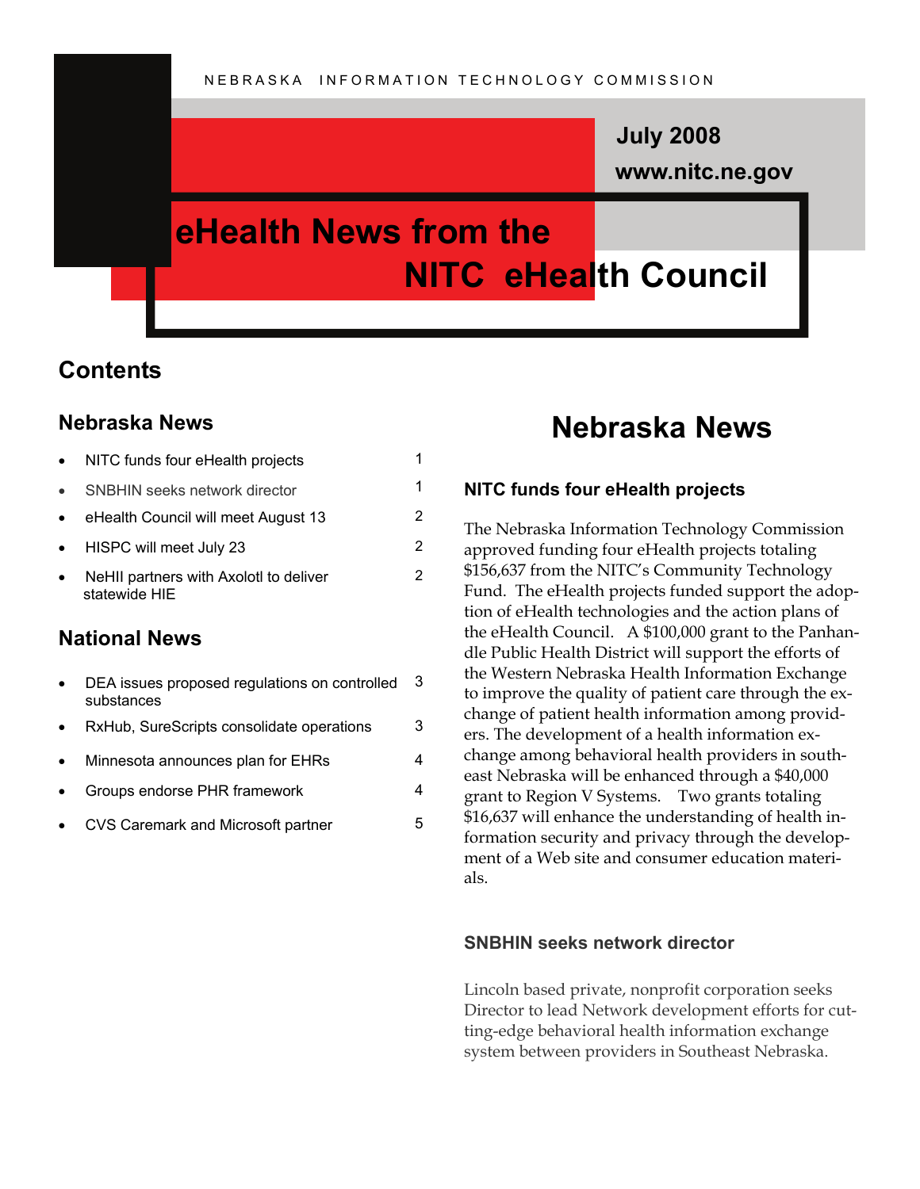NEBRASKA INFORMATION TECHNOLOGY COMMISSION

**July 2008**

**www.nitc.ne.gov**

# eHealth News from the NITC eHealth Council

## Contents

### Nebraska News

- NITC funds four eHealth projects 1
- SNBHIN seeks network director 1
- eHealth Council will meet August 13 2
- HISPC will meet July 23 2
- NeHII partners with Axolotl to deliver statewide HIE 2

### National News

- DEA issues proposed regulations on controlled substances 3
- RxHub, SureScripts consolidate operations 3
- Minnesota announces plan for EHRs 4
- Groups endorse PHR framework 4
- CVS Caremark and Microsoft partner 5

## Nebraska News

### NITC funds four eHealth projects

The Nebraska Information Technology Commission approved funding four eHealth projects totaling $156,637 from the NITC's Community Technology Fund. The eHealth projects funded support the adoption of eHealth technologies and the action plans of the eHealth Council. A $100,000 grant to the Panhandle Public Health District will support the efforts of the Western Nebraska Health Information Exchange to improve the quality of patient care through the exchange of patient health information among providers. The development of a health information exchange among behavioral health providers in southeast Nebraska will be enhanced through a $40,000 grant to Region V Systems. Two grants totaling $16,637 will enhance the understanding of health information security and privacy through the development of a Web site and consumer education materials.

### SNBHIN seeks network director

Lincoln based private, nonprofit corporation seeks Director to lead Network development efforts for cutting-edge behavioral health information exchange system between providers in Southeast Nebraska.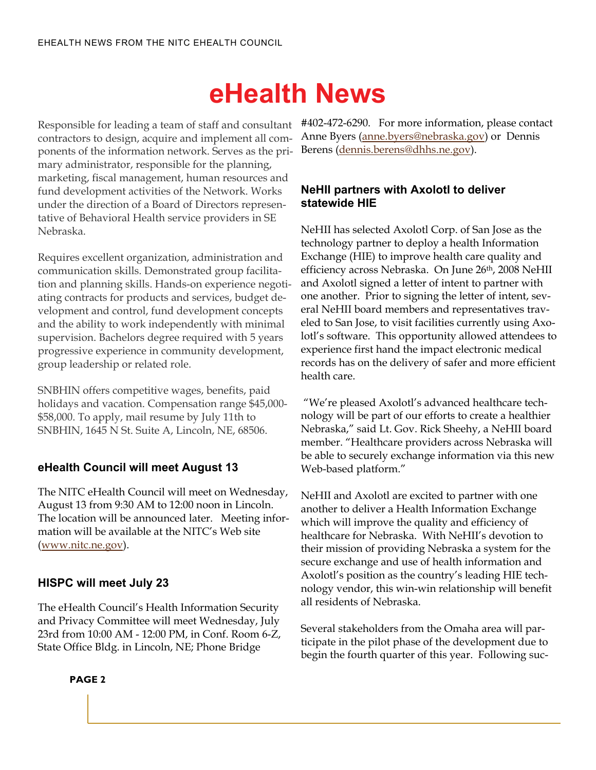Responsible for leading a team of staff and consultant contractors to design, acquire and implement all components of the information network. Serves as the primary administrator, responsible for the planning, marketing, fiscal management, human resources and fund development activities of the Network. Works under the direction of a Board of Directors representative of Behavioral Health service providers in SE Nebraska.

Requires excellent organization, administration and communication skills. Demonstrated group facilitation and planning skills. Hands-on experience negotiating contracts for products and services, budget development and control, fund development concepts and the ability to work independently with minimal supervision. Bachelors degree required with 5 years progressive experience in community development, group leadership or related role.

SNBHIN offers competitive wages, benefits, paid holidays and vacation. Compensation range $45,000-$58,000. To apply, mail resume by July 11th to SNBHIN, 1645 N St. Suite A, Lincoln, NE, 68506.

### eHealth Council will meet August 13

The NITC eHealth Council will meet on Wednesday, August 13 from 9:30 AM to 12:00 noon in Lincoln. The location will be announced later. Meeting information will be available at the NITC's Web site (www.nitc.ne.gov).

### HISPC will meet July 23

The eHealth Council's Health Information Security and Privacy Committee will meet Wednesday, July 23rd from 10:00 AM - 12:00 PM, in Conf. Room 6-Z, State Office Bldg. in Lincoln, NE; Phone Bridge #402-472-6290. For more information, please contact Anne Byers (anne.byers@nebraska.gov) or Dennis Berens (dennis.berens@dhhs.ne.gov).

### NeHII partners with Axolotl to deliver statewide HIE

NeHII has selected Axolotl Corp. of San Jose as the technology partner to deploy a health Information Exchange (HIE) to improve health care quality and efficiency across Nebraska. On June 26th, 2008 NeHII and Axolotl signed a letter of intent to partner with one another. Prior to signing the letter of intent, several NeHII board members and representatives traveled to San Jose, to visit facilities currently using Axolotl's software. This opportunity allowed attendees to experience first hand the impact electronic medical records has on the delivery of safer and more efficient health care.

"We're pleased Axolotl's advanced healthcare technology will be part of our efforts to create a healthier Nebraska," said Lt. Gov. Rick Sheehy, a NeHII board member. "Healthcare providers across Nebraska will be able to securely exchange information via this new Web-based platform."

NeHII and Axolotl are excited to partner with one another to deliver a Health Information Exchange which will improve the quality and efficiency of healthcare for Nebraska. With NeHII's devotion to their mission of providing Nebraska a system for the secure exchange and use of health information and Axolotl's position as the country's leading HIE technology vendor, this win-win relationship will benefit all residents of Nebraska.

Several stakeholders from the Omaha area will participate in the pilot phase of the development due to begin the fourth quarter of this year. Following suc-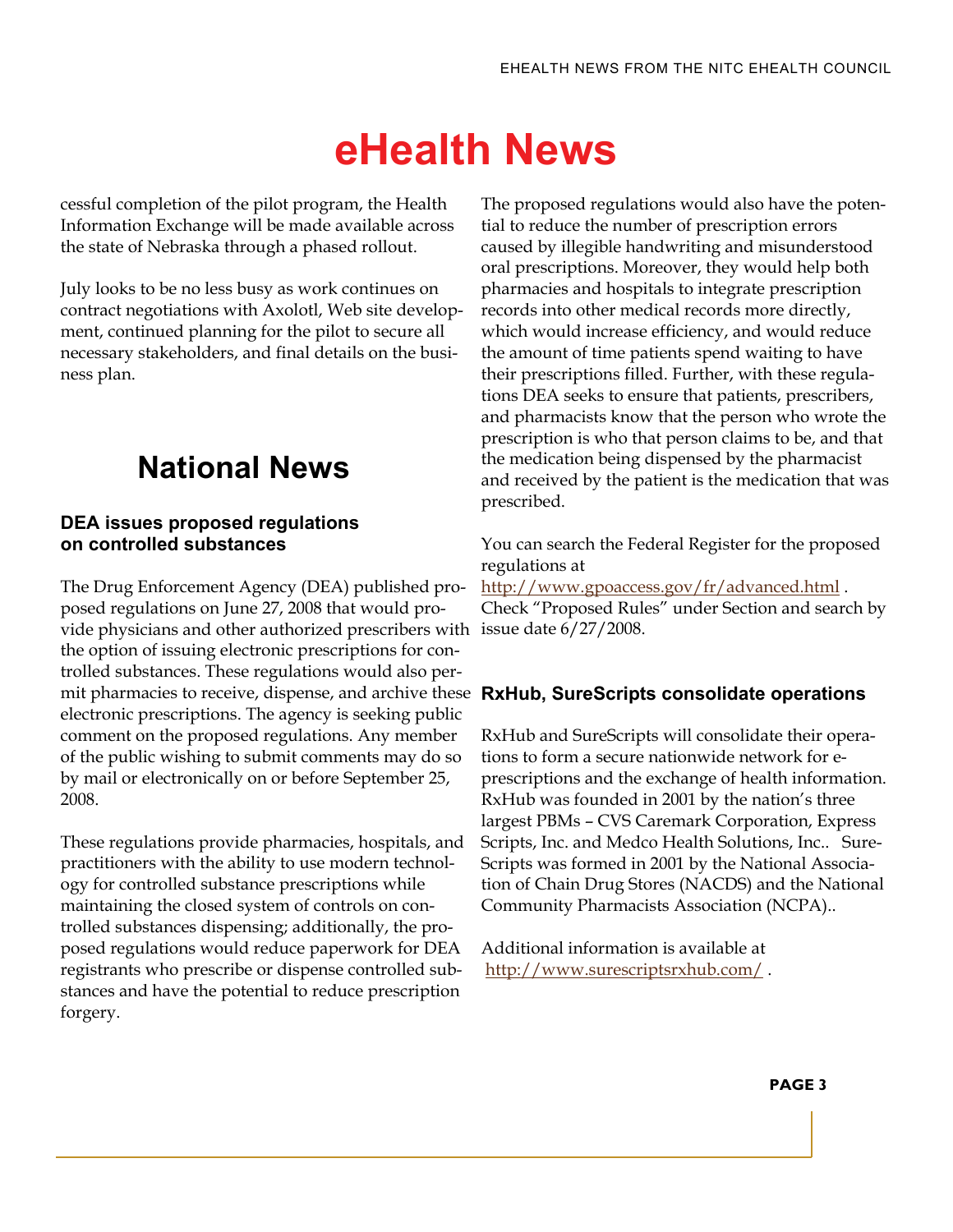# eHealth News

cessful completion of the pilot program, the Health Information Exchange will be made available across the state of Nebraska through a phased rollout.

July looks to be no less busy as work continues on contract negotiations with Axolotl, Web site development, continued planning for the pilot to secure all necessary stakeholders, and final details on the business plan.

## National News

### DEA issues proposed regulations on controlled substances

The Drug Enforcement Agency (DEA) published proposed regulations on June 27, 2008 that would provide physicians and other authorized prescribers with the option of issuing electronic prescriptions for controlled substances. These regulations would also permit pharmacies to receive, dispense, and archive these electronic prescriptions. The agency is seeking public comment on the proposed regulations. Any member of the public wishing to submit comments may do so by mail or electronically on or before September 25, 2008.

These regulations provide pharmacies, hospitals, and practitioners with the ability to use modern technology for controlled substance prescriptions while maintaining the closed system of controls on controlled substances dispensing; additionally, the proposed regulations would reduce paperwork for DEA registrants who prescribe or dispense controlled substances and have the potential to reduce prescription forgery.

The proposed regulations would also have the potential to reduce the number of prescription errors caused by illegible handwriting and misunderstood oral prescriptions. Moreover, they would help both pharmacies and hospitals to integrate prescription records into other medical records more directly, which would increase efficiency, and would reduce the amount of time patients spend waiting to have their prescriptions filled. Further, with these regulations DEA seeks to ensure that patients, prescribers, and pharmacists know that the person who wrote the prescription is who that person claims to be, and that the medication being dispensed by the pharmacist and received by the patient is the medication that was prescribed.

You can search the Federal Register for the proposed regulations at http://www.gpoaccess.gov/fr/advanced.html . Check "Proposed Rules" under Section and search by issue date 6/27/2008.

### RxHub, SureScripts consolidate operations

RxHub and SureScripts will consolidate their operations to form a secure nationwide network for e-prescriptions and the exchange of health information. RxHub was founded in 2001 by the nation's three largest PBMs – CVS Caremark Corporation, Express Scripts, Inc. and Medco Health Solutions, Inc.. SureScripts was formed in 2001 by the National Association of Chain Drug Stores (NACDS) and the National Community Pharmacists Association (NCPA)..

Additional information is available at http://www.surescriptsrxhub.com/ .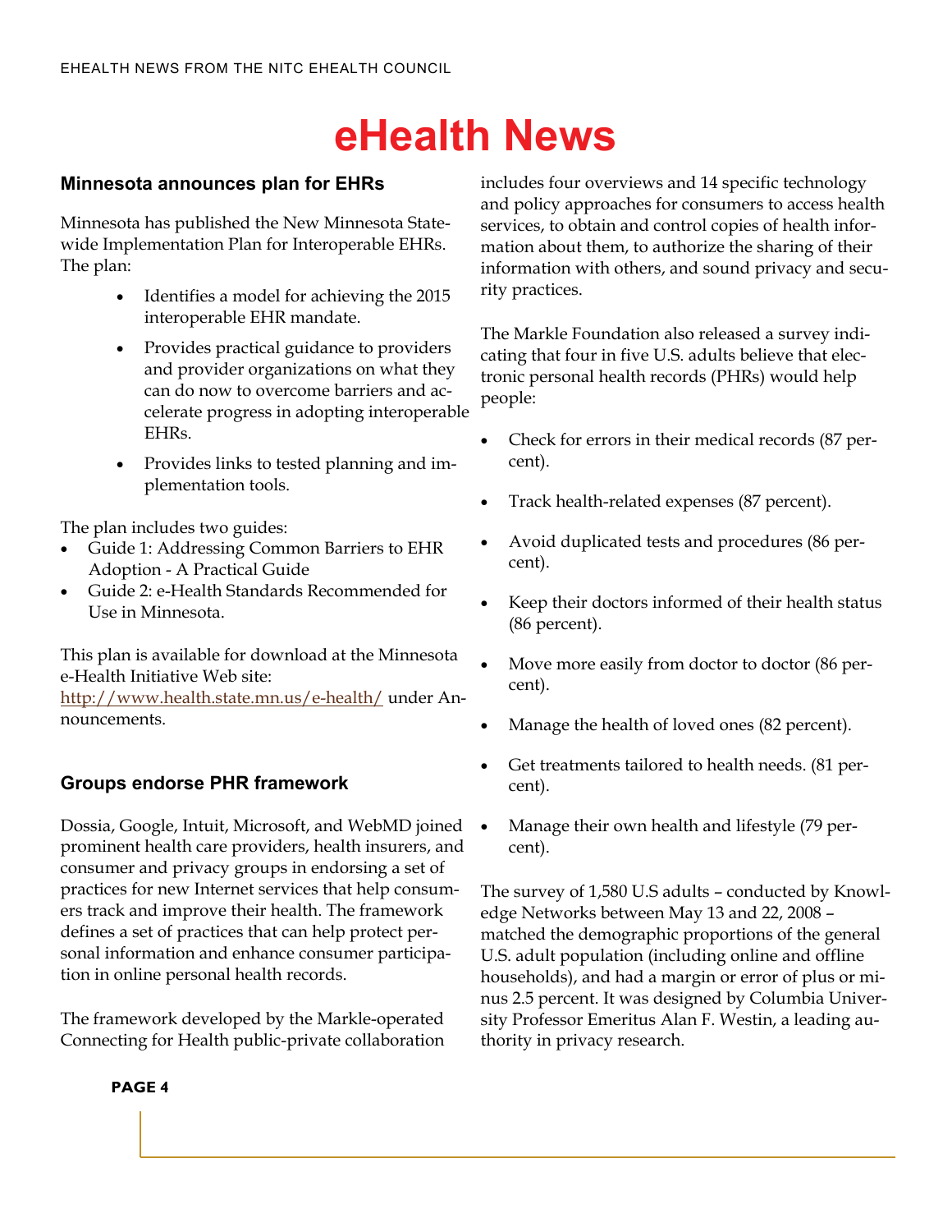# eHealth News

## Minnesota announces plan for EHRs

Minnesota has published the New Minnesota Statewide Implementation Plan for Interoperable EHRs. The plan:

- Identifies a model for achieving the 2015 interoperable EHR mandate.
- Provides practical guidance to providers and provider organizations on what they can do now to overcome barriers and accelerate progress in adopting interoperable EHRs.
- Provides links to tested planning and implementation tools.

The plan includes two guides:

- Guide 1: Addressing Common Barriers to EHR Adoption - A Practical Guide
- Guide 2: e-Health Standards Recommended for Use in Minnesota.

This plan is available for download at the Minnesota e-Health Initiative Web site: http://www.health.state.mn.us/e-health/ under Announcements.

## Groups endorse PHR framework

Dossia, Google, Intuit, Microsoft, and WebMD joined prominent health care providers, health insurers, and consumer and privacy groups in endorsing a set of practices for new Internet services that help consumers track and improve their health. The framework defines a set of practices that can help protect personal information and enhance consumer participation in online personal health records.

The framework developed by the Markle-operated Connecting for Health public-private collaboration includes four overviews and 14 specific technology and policy approaches for consumers to access health services, to obtain and control copies of health information about them, to authorize the sharing of their information with others, and sound privacy and security practices.

The Markle Foundation also released a survey indicating that four in five U.S. adults believe that electronic personal health records (PHRs) would help people:

- Check for errors in their medical records (87 percent).
- Track health-related expenses (87 percent).
- Avoid duplicated tests and procedures (86 percent).
- Keep their doctors informed of their health status (86 percent).
- Move more easily from doctor to doctor (86 percent).
- Manage the health of loved ones (82 percent).
- Get treatments tailored to health needs. (81 percent).
- Manage their own health and lifestyle (79 percent).

The survey of 1,580 U.S adults – conducted by Knowledge Networks between May 13 and 22, 2008 – matched the demographic proportions of the general U.S. adult population (including online and offline households), and had a margin or error of plus or minus 2.5 percent. It was designed by Columbia University Professor Emeritus Alan F. Westin, a leading authority in privacy research.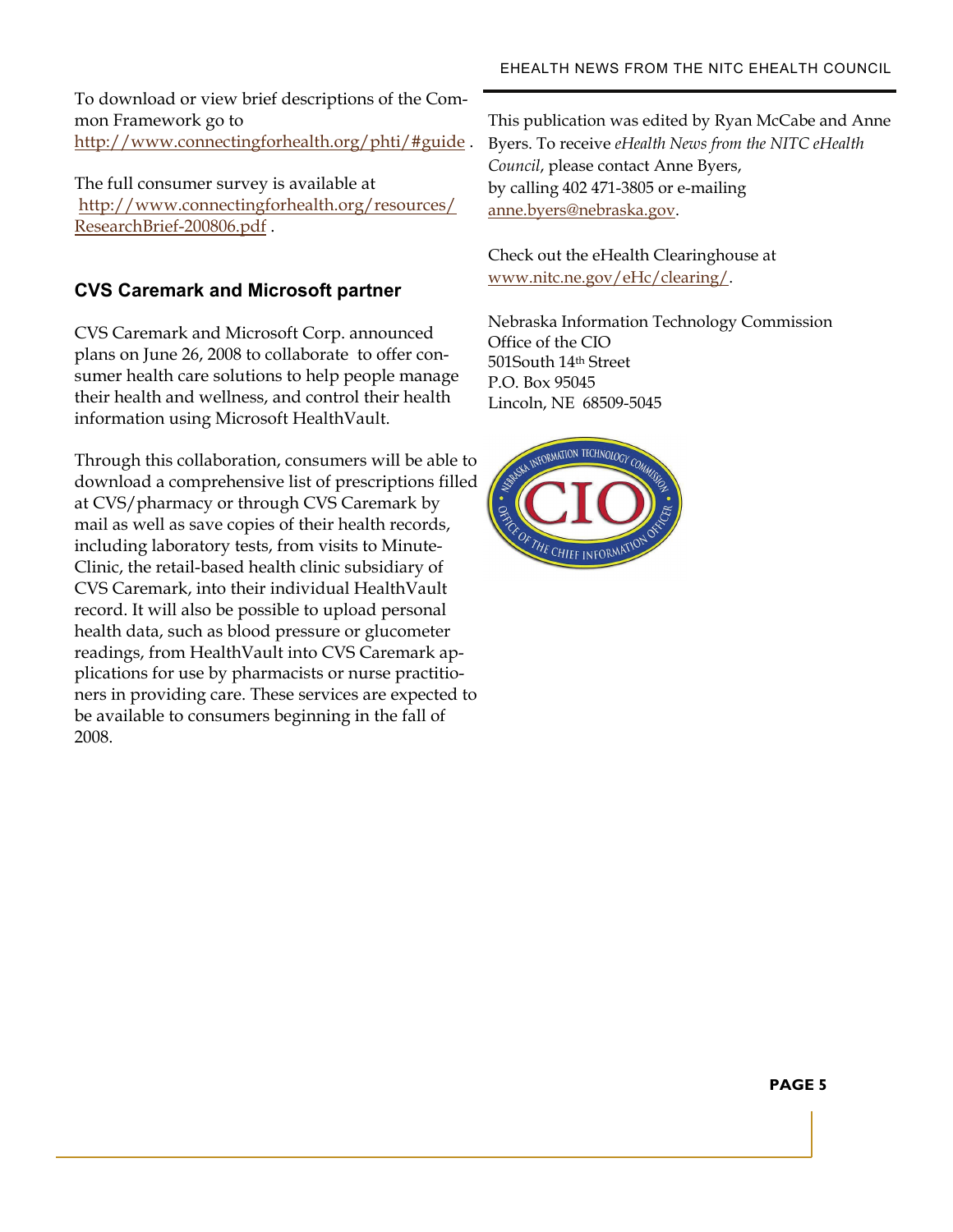To download or view brief descriptions of the Common Framework go to http://www.connectingforhealth.org/phti/#guide .

The full consumer survey is available at http://www.connectingforhealth.org/resources/ResearchBrief-200806.pdf .

## CVS Caremark and Microsoft partner

CVS Caremark and Microsoft Corp. announced plans on June 26, 2008 to collaborate to offer consumer health care solutions to help people manage their health and wellness, and control their health information using Microsoft HealthVault.

Through this collaboration, consumers will be able to download a comprehensive list of prescriptions filled at CVS/pharmacy or through CVS Caremark by mail as well as save copies of their health records, including laboratory tests, from visits to MinuteClinic, the retail-based health clinic subsidiary of CVS Caremark, into their individual HealthVault record. It will also be possible to upload personal health data, such as blood pressure or glucometer readings, from HealthVault into CVS Caremark applications for use by pharmacists or nurse practitioners in providing care. These services are expected to be available to consumers beginning in the fall of 2008.

This publication was edited by Ryan McCabe and Anne Byers. To receive *eHealth News from the NITC eHealth Council*, please contact Anne Byers, by calling 402 471-3805 or e-mailing anne.byers@nebraska.gov.

Check out the eHealth Clearinghouse at www.nitc.ne.gov/eHc/clearing/.

Nebraska Information Technology Commission
Office of the CIO
501South 14th Street
P.O. Box 95045
Lincoln, NE 68509-5045